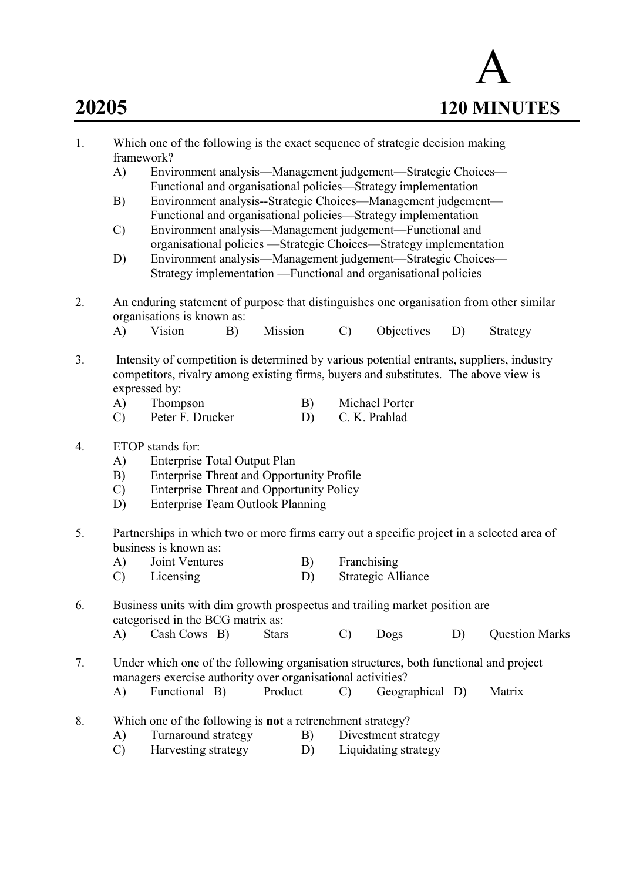# A

## 20205 — 120 MINUTES

1. Which one of the following is the exact sequence of strategic decision making framework?
   - A) Environment analysis—Management judgement—Strategic Choices—Functional and organisational policies—Strategy implementation
   - B) Environment analysis--Strategic Choices—Management judgement—Functional and organisational policies—Strategy implementation
   - C) Environment analysis—Management judgement—Functional and organisational policies —Strategic Choices—Strategy implementation
   - D) Environment analysis—Management judgement—Strategic Choices—Strategy implementation —Functional and organisational policies

2. An enduring statement of purpose that distinguishes one organisation from other similar organisations is known as:
   - A) Vision
   - B) Mission
   - C) Objectives
   - D) Strategy

3. Intensity of competition is determined by various potential entrants, suppliers, industry competitors, rivalry among existing firms, buyers and substitutes. The above view is expressed by:
   - A) Thompson
   - B) Michael Porter
   - C) Peter F. Drucker
   - D) C. K. Prahlad

4. ETOP stands for:
   - A) Enterprise Total Output Plan
   - B) Enterprise Threat and Opportunity Profile
   - C) Enterprise Threat and Opportunity Policy
   - D) Enterprise Team Outlook Planning

5. Partnerships in which two or more firms carry out a specific project in a selected area of business is known as:
   - A) Joint Ventures
   - B) Franchising
   - C) Licensing
   - D) Strategic Alliance

6. Business units with dim growth prospectus and trailing market position are categorised in the BCG matrix as:
   - A) Cash Cows
   - B) Stars
   - C) Dogs
   - D) Question Marks

7. Under which one of the following organisation structures, both functional and project managers exercise authority over organisational activities?
   - A) Functional
   - B) Product
   - C) Geographical
   - D) Matrix

8. Which one of the following is **not** a retrenchment strategy?
   - A) Turnaround strategy
   - B) Divestment strategy
   - C) Harvesting strategy
   - D) Liquidating strategy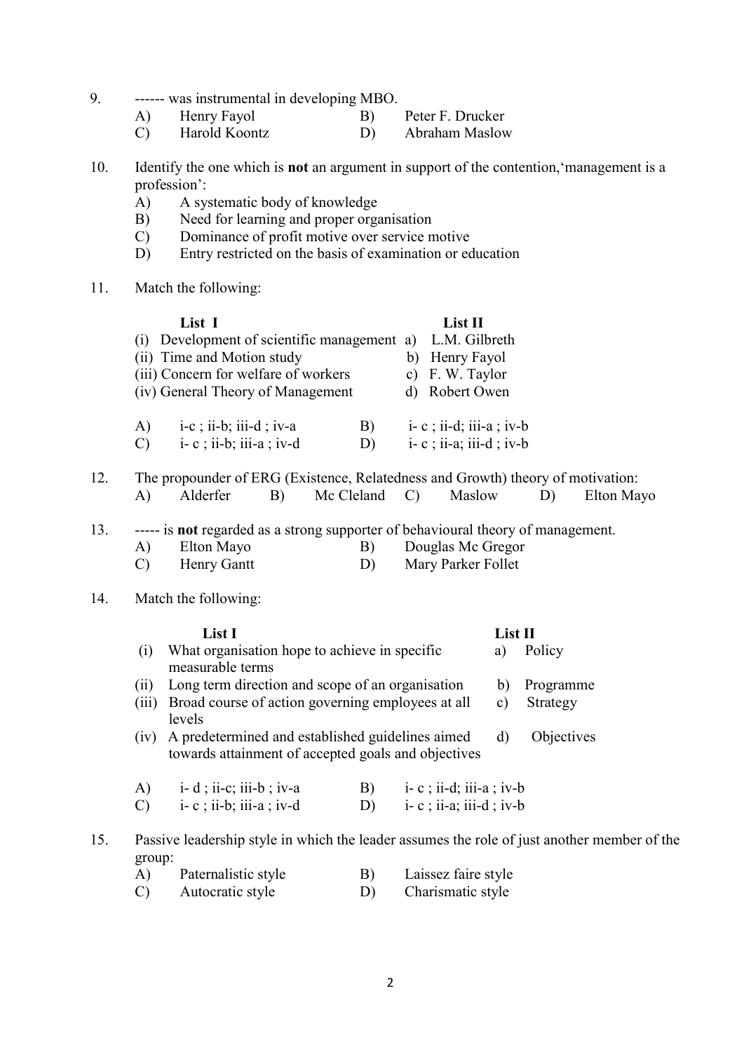9. ------ was instrumental in developing MBO.

   A) Henry Fayol  B) Peter F. Drucker
   C) Harold Koontz  D) Abraham Maslow

10. Identify the one which is **not** an argument in support of the contention,'management is a profession':

    A) A systematic body of knowledge
    B) Need for learning and proper organisation
    C) Dominance of profit motive over service motive
    D) Entry restricted on the basis of examination or education

11. Match the following:

| List I | List II |
|---|---|
| (i) Development of scientific management | a) L.M. Gilbreth |
| (ii) Time and Motion study | b) Henry Fayol |
| (iii) Concern for welfare of workers | c) F. W. Taylor |
| (iv) General Theory of Management | d) Robert Owen |

    A) i-c ; ii-b; iii-d ; iv-a  B) i- c ; ii-d; iii-a ; iv-b
    C) i- c ; ii-b; iii-a ; iv-d  D) i- c ; ii-a; iii-d ; iv-b

12. The propounder of ERG (Existence, Relatedness and Growth) theory of motivation:

    A) Alderfer  B) Mc Cleland  C) Maslow  D) Elton Mayo

13. ----- is **not** regarded as a strong supporter of behavioural theory of management.

    A) Elton Mayo  B) Douglas Mc Gregor
    C) Henry Gantt  D) Mary Parker Follet

14. Match the following:

| List I | List II |
|---|---|
| (i) What organisation hope to achieve in specific measurable terms | a) Policy |
| (ii) Long term direction and scope of an organisation | b) Programme |
| (iii) Broad course of action governing employees at all levels | c) Strategy |
| (iv) A predetermined and established guidelines aimed towards attainment of accepted goals and objectives | d) Objectives |

    A) i- d ; ii-c; iii-b ; iv-a  B) i- c ; ii-d; iii-a ; iv-b
    C) i- c ; ii-b; iii-a ; iv-d  D) i- c ; ii-a; iii-d ; iv-b

15. Passive leadership style in which the leader assumes the role of just another member of the group:

    A) Paternalistic style  B) Laissez faire style
    C) Autocratic style  D) Charismatic style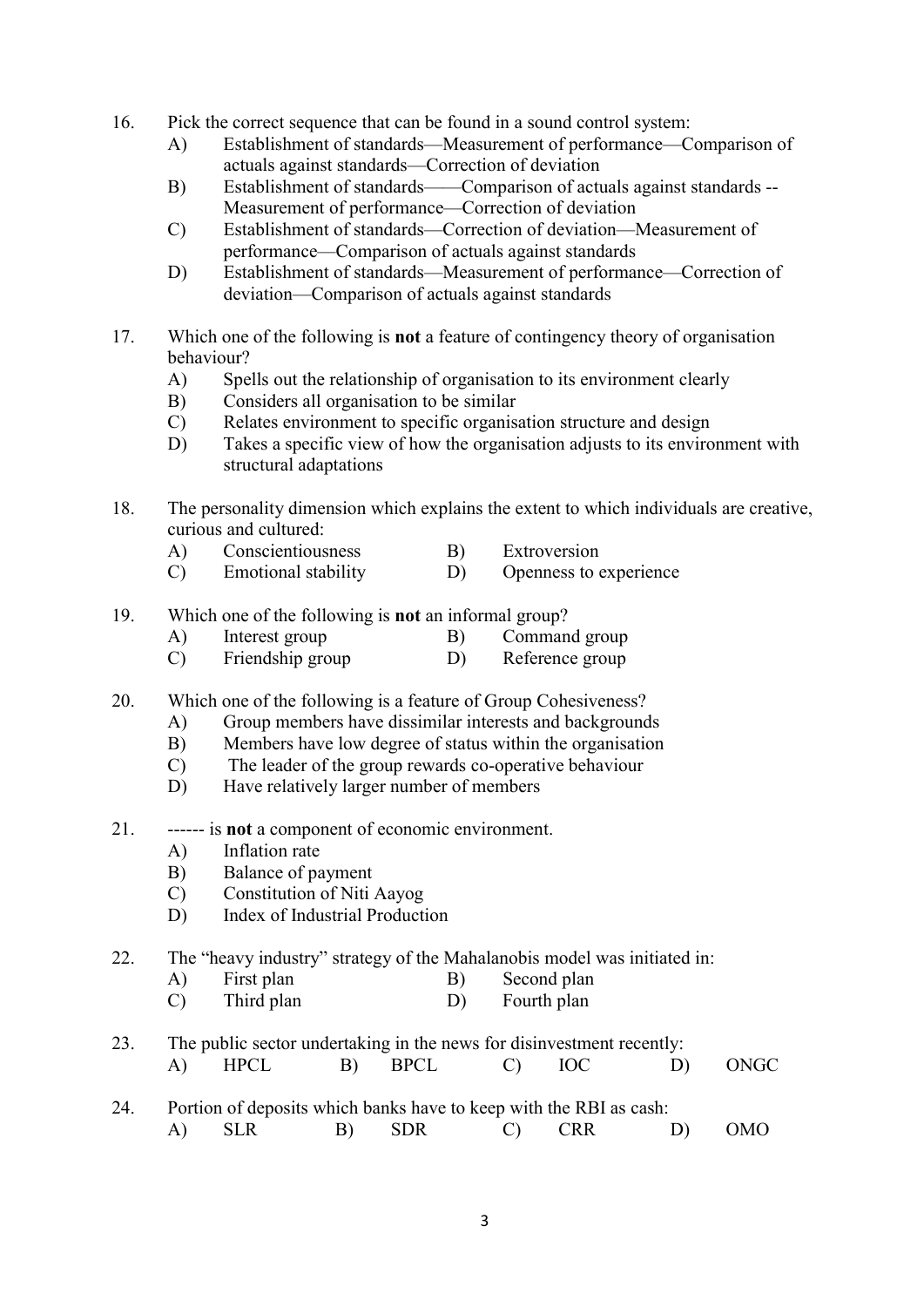16. Pick the correct sequence that can be found in a sound control system:
    - A) Establishment of standards—Measurement of performance—Comparison of actuals against standards—Correction of deviation
    - B) Establishment of standards——Comparison of actuals against standards -- Measurement of performance—Correction of deviation
    - C) Establishment of standards—Correction of deviation—Measurement of performance—Comparison of actuals against standards
    - D) Establishment of standards—Measurement of performance—Correction of deviation—Comparison of actuals against standards

17. Which one of the following is **not** a feature of contingency theory of organisation behaviour?
    - A) Spells out the relationship of organisation to its environment clearly
    - B) Considers all organisation to be similar
    - C) Relates environment to specific organisation structure and design
    - D) Takes a specific view of how the organisation adjusts to its environment with structural adaptations

18. The personality dimension which explains the extent to which individuals are creative, curious and cultured:
    - A) Conscientiousness
    - B) Extroversion
    - C) Emotional stability
    - D) Openness to experience

19. Which one of the following is **not** an informal group?
    - A) Interest group
    - B) Command group
    - C) Friendship group
    - D) Reference group

20. Which one of the following is a feature of Group Cohesiveness?
    - A) Group members have dissimilar interests and backgrounds
    - B) Members have low degree of status within the organisation
    - C) The leader of the group rewards co-operative behaviour
    - D) Have relatively larger number of members

21. ------ is **not** a component of economic environment.
    - A) Inflation rate
    - B) Balance of payment
    - C) Constitution of Niti Aayog
    - D) Index of Industrial Production

22. The "heavy industry" strategy of the Mahalanobis model was initiated in:
    - A) First plan
    - B) Second plan
    - C) Third plan
    - D) Fourth plan

23. The public sector undertaking in the news for disinvestment recently:
    - A) HPCL
    - B) BPCL
    - C) IOC
    - D) ONGC

24. Portion of deposits which banks have to keep with the RBI as cash:
    - A) SLR
    - B) SDR
    - C) CRR
    - D) OMO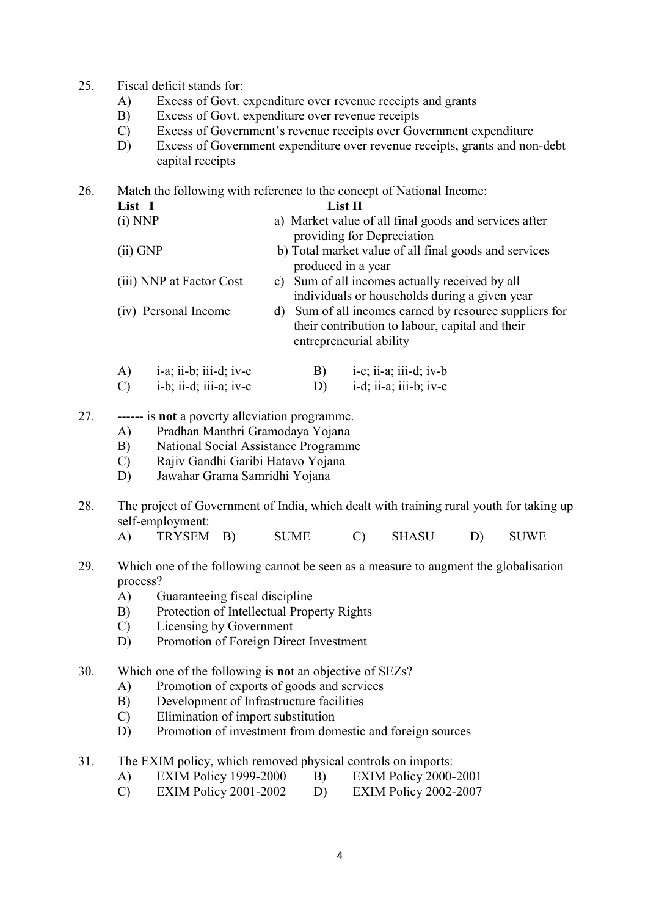25. Fiscal deficit stands for:
    - A) Excess of Govt. expenditure over revenue receipts and grants
    - B) Excess of Govt. expenditure over revenue receipts
    - C) Excess of Government's revenue receipts over Government expenditure
    - D) Excess of Government expenditure over revenue receipts, grants and non-debt capital receipts

26. Match the following with reference to the concept of National Income:

| List I | List II |
|---|---|
| (i) NNP | a) Market value of all final goods and services after providing for Depreciation |
| (ii) GNP | b) Total market value of all final goods and services produced in a year |
| (iii) NNP at Factor Cost | c) Sum of all incomes actually received by all individuals or households during a given year |
| (iv) Personal Income | d) Sum of all incomes earned by resource suppliers for their contribution to labour, capital and their entrepreneurial ability |

    - A) i-a; ii-b; iii-d; iv-c
    - B) i-c; ii-a; iii-d; iv-b
    - C) i-b; ii-d; iii-a; iv-c
    - D) i-d; ii-a; iii-b; iv-c

27. ------ is **not** a poverty alleviation programme.
    - A) Pradhan Manthri Gramodaya Yojana
    - B) National Social Assistance Programme
    - C) Rajiv Gandhi Garibi Hatavo Yojana
    - D) Jawahar Grama Samridhi Yojana

28. The project of Government of India, which dealt with training rural youth for taking up self-employment:
    - A) TRYSEM
    - B) SUME
    - C) SHASU
    - D) SUWE

29. Which one of the following cannot be seen as a measure to augment the globalisation process?
    - A) Guaranteeing fiscal discipline
    - B) Protection of Intellectual Property Rights
    - C) Licensing by Government
    - D) Promotion of Foreign Direct Investment

30. Which one of the following is **no**t an objective of SEZs?
    - A) Promotion of exports of goods and services
    - B) Development of Infrastructure facilities
    - C) Elimination of import substitution
    - D) Promotion of investment from domestic and foreign sources

31. The EXIM policy, which removed physical controls on imports:
    - A) EXIM Policy 1999-2000
    - B) EXIM Policy 2000-2001
    - C) EXIM Policy 2001-2002
    - D) EXIM Policy 2002-2007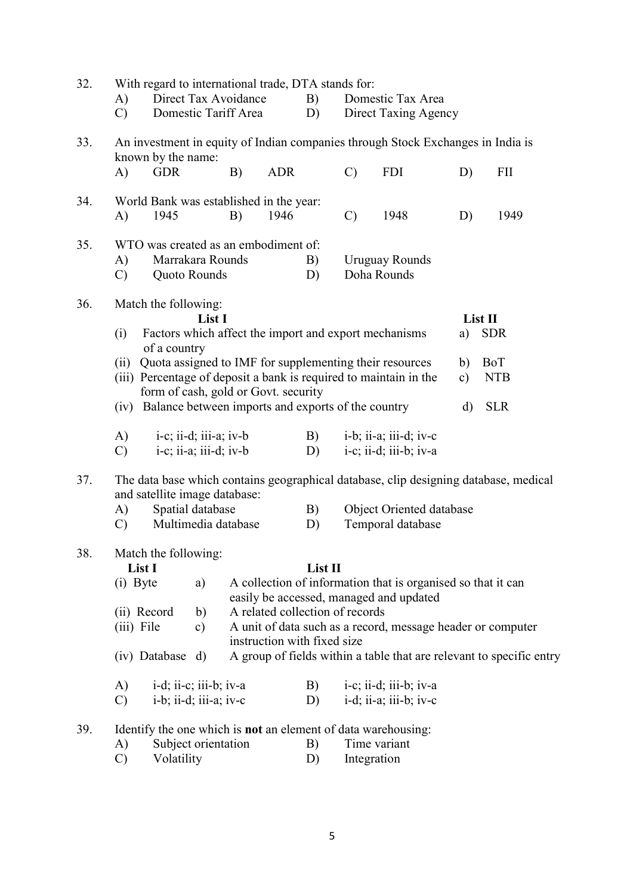32. With regard to international trade, DTA stands for:

A) Direct Tax Avoidance B) Domestic Tax Area

C) Domestic Tariff Area D) Direct Taxing Agency

33. An investment in equity of Indian companies through Stock Exchanges in India is known by the name:

A) GDR B) ADR C) FDI D) FII

34. World Bank was established in the year:

A) 1945 B) 1946 C) 1948 D) 1949

35. WTO was created as an embodiment of:

A) Marrakara Rounds B) Uruguay Rounds

C) Quoto Rounds D) Doha Rounds

36. Match the following:

| | List I | | List II |
|---|---|---|---|
| (i) | Factors which affect the import and export mechanisms of a country | a) | SDR |
| (ii) | Quota assigned to IMF for supplementing their resources | b) | BoT |
| (iii) | Percentage of deposit a bank is required to maintain in the form of cash, gold or Govt. security | c) | NTB |
| (iv) | Balance between imports and exports of the country | d) | SLR |

A) i-c; ii-d; iii-a; iv-b B) i-b; ii-a; iii-d; iv-c

C) i-c; ii-a; iii-d; iv-b D) i-c; ii-d; iii-b; iv-a

37. The data base which contains geographical database, clip designing database, medical and satellite image database:

A) Spatial database B) Object Oriented database

C) Multimedia database D) Temporal database

38. Match the following:

| List I | | List II |
|---|---|---|
| (i) Byte | a) | A collection of information that is organised so that it can easily be accessed, managed and updated |
| (ii) Record | b) | A related collection of records |
| (iii) File | c) | A unit of data such as a record, message header or computer instruction with fixed size |
| (iv) Database | d) | A group of fields within a table that are relevant to specific entry |

A) i-d; ii-c; iii-b; iv-a B) i-c; ii-d; iii-b; iv-a

C) i-b; ii-d; iii-a; iv-c D) i-d; ii-a; iii-b; iv-c

39. Identify the one which is **not** an element of data warehousing:

A) Subject orientation B) Time variant

C) Volatility D) Integration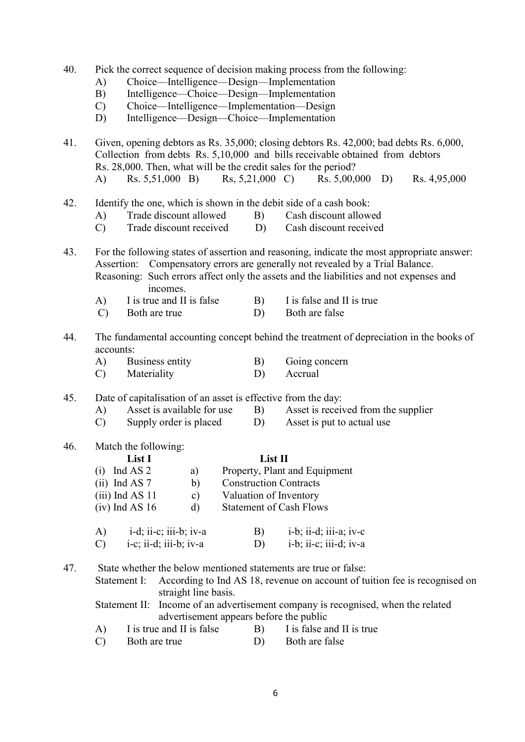40. Pick the correct sequence of decision making process from the following:
   - A) Choice—Intelligence—Design—Implementation
   - B) Intelligence—Choice—Design—Implementation
   - C) Choice—Intelligence—Implementation—Design
   - D) Intelligence—Design—Choice—Implementation

41. Given, opening debtors as Rs. 35,000; closing debtors Rs. 42,000; bad debts Rs. 6,000, Collection from debts Rs. 5,10,000 and bills receivable obtained from debtors Rs. 28,000. Then, what will be the credit sales for the period?
   - A) Rs. 5,51,000
   - B) Rs, 5,21,000
   - C) Rs. 5,00,000
   - D) Rs. 4,95,000

42. Identify the one, which is shown in the debit side of a cash book:
   - A) Trade discount allowed
   - B) Cash discount allowed
   - C) Trade discount received
   - D) Cash discount received

43. For the following states of assertion and reasoning, indicate the most appropriate answer:
   Assertion: Compensatory errors are generally not revealed by a Trial Balance.
   Reasoning: Such errors affect only the assets and the liabilities and not expenses and incomes.
   - A) I is true and II is false
   - B) I is false and II is true
   - C) Both are true
   - D) Both are false

44. The fundamental accounting concept behind the treatment of depreciation in the books of accounts:
   - A) Business entity
   - B) Going concern
   - C) Materiality
   - D) Accrual

45. Date of capitalisation of an asset is effective from the day:
   - A) Asset is available for use
   - B) Asset is received from the supplier
   - C) Supply order is placed
   - D) Asset is put to actual use

46. Match the following:

| List I | | List II |
|---|---|---|
| (i) Ind AS 2 | a) | Property, Plant and Equipment |
| (ii) Ind AS 7 | b) | Construction Contracts |
| (iii) Ind AS 11 | c) | Valuation of Inventory |
| (iv) Ind AS 16 | d) | Statement of Cash Flows |

   - A) i-d; ii-c; iii-b; iv-a
   - B) i-b; ii-d; iii-a; iv-c
   - C) i-c; ii-d; iii-b; iv-a
   - D) i-b; ii-c; iii-d; iv-a

47. State whether the below mentioned statements are true or false:
   Statement I: According to Ind AS 18, revenue on account of tuition fee is recognised on straight line basis.
   Statement II: Income of an advertisement company is recognised, when the related advertisement appears before the public
   - A) I is true and II is false
   - B) I is false and II is true
   - C) Both are true
   - D) Both are false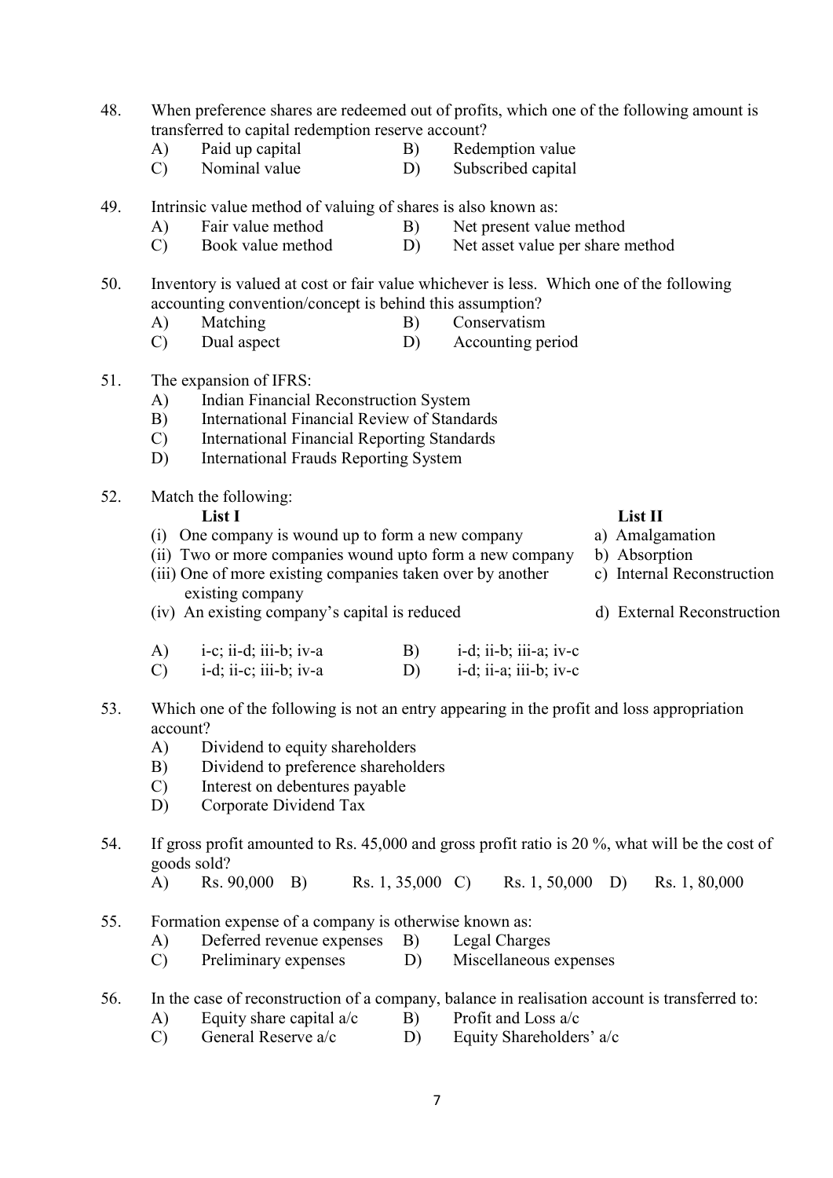48. When preference shares are redeemed out of profits, which one of the following amount is transferred to capital redemption reserve account?

   A) Paid up capital  B) Redemption value
   C) Nominal value  D) Subscribed capital

49. Intrinsic value method of valuing of shares is also known as:

   A) Fair value method  B) Net present value method
   C) Book value method  D) Net asset value per share method

50. Inventory is valued at cost or fair value whichever is less. Which one of the following accounting convention/concept is behind this assumption?

   A) Matching  B) Conservatism
   C) Dual aspect  D) Accounting period

51. The expansion of IFRS:

   A) Indian Financial Reconstruction System
   B) International Financial Review of Standards
   C) International Financial Reporting Standards
   D) International Frauds Reporting System

52. Match the following:

| List I | List II |
|---|---|
| (i) One company is wound up to form a new company | a) Amalgamation |
| (ii) Two or more companies wound upto form a new company | b) Absorption |
| (iii) One of more existing companies taken over by another existing company | c) Internal Reconstruction |
| (iv) An existing company's capital is reduced | d) External Reconstruction |

   A) i-c; ii-d; iii-b; iv-a  B) i-d; ii-b; iii-a; iv-c
   C) i-d; ii-c; iii-b; iv-a  D) i-d; ii-a; iii-b; iv-c

53. Which one of the following is not an entry appearing in the profit and loss appropriation account?

   A) Dividend to equity shareholders
   B) Dividend to preference shareholders
   C) Interest on debentures payable
   D) Corporate Dividend Tax

54. If gross profit amounted to Rs. 45,000 and gross profit ratio is 20 %, what will be the cost of goods sold?

   A) Rs. 90,000  B) Rs. 1, 35,000  C) Rs. 1, 50,000  D) Rs. 1, 80,000

55. Formation expense of a company is otherwise known as:

   A) Deferred revenue expenses  B) Legal Charges
   C) Preliminary expenses  D) Miscellaneous expenses

56. In the case of reconstruction of a company, balance in realisation account is transferred to:

   A) Equity share capital a/c  B) Profit and Loss a/c
   C) General Reserve a/c  D) Equity Shareholders' a/c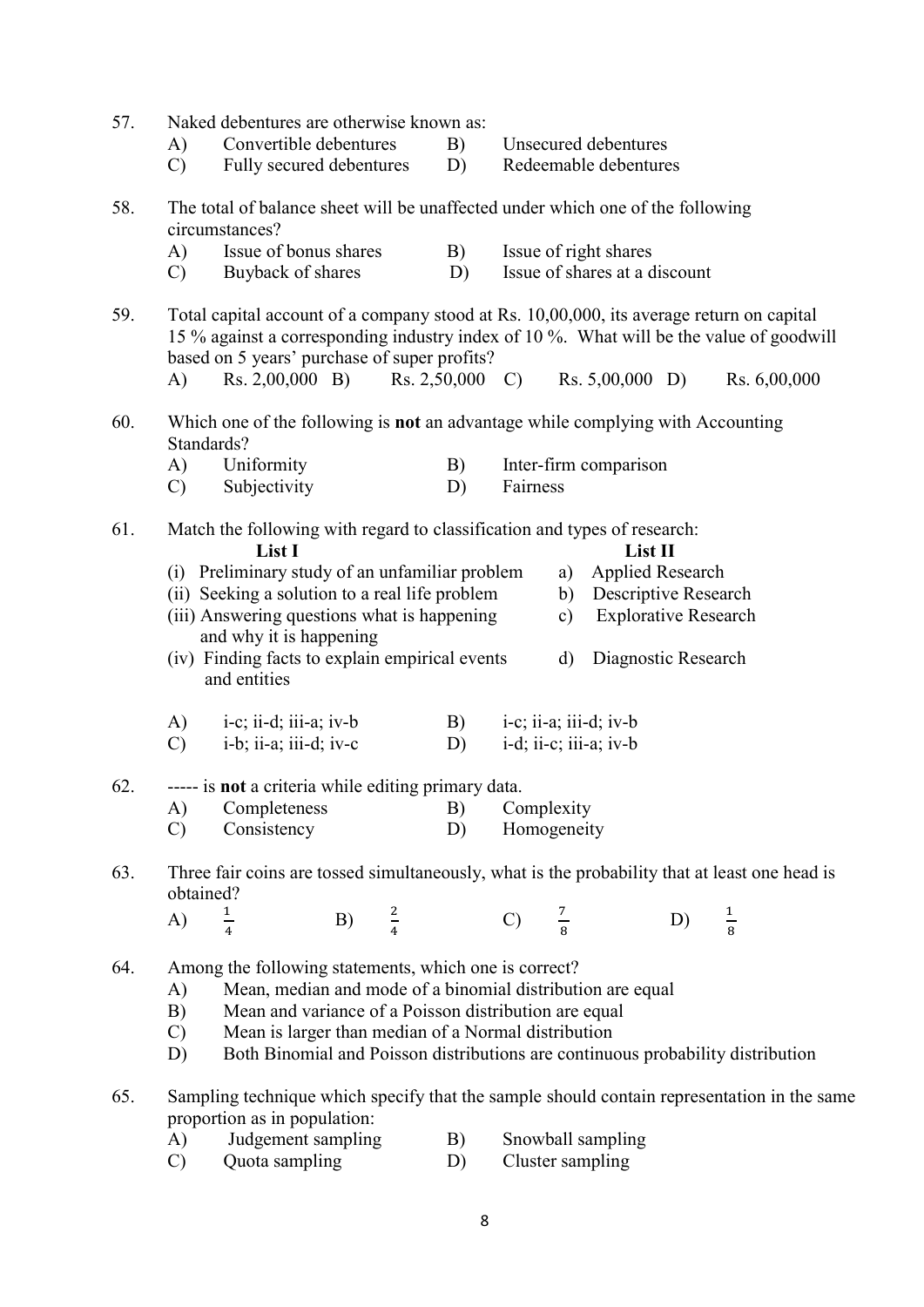57. Naked debentures are otherwise known as:

A) Convertible debentures  B) Unsecured debentures
C) Fully secured debentures  D) Redeemable debentures

58. The total of balance sheet will be unaffected under which one of the following circumstances?

A) Issue of bonus shares  B) Issue of right shares
C) Buyback of shares  D) Issue of shares at a discount

59. Total capital account of a company stood at Rs. 10,00,000, its average return on capital 15 % against a corresponding industry index of 10 %. What will be the value of goodwill based on 5 years' purchase of super profits?

A) Rs. 2,00,000  B) Rs. 2,50,000  C) Rs. 5,00,000  D) Rs. 6,00,000

60. Which one of the following is **not** an advantage while complying with Accounting Standards?

A) Uniformity  B) Inter-firm comparison
C) Subjectivity  D) Fairness

61. Match the following with regard to classification and types of research:

| List I | List II |
|---|---|
| (i) Preliminary study of an unfamiliar problem | a) Applied Research |
| (ii) Seeking a solution to a real life problem | b) Descriptive Research |
| (iii) Answering questions what is happening and why it is happening | c) Explorative Research |
| (iv) Finding facts to explain empirical events and entities | d) Diagnostic Research |

A) i-c; ii-d; iii-a; iv-b  B) i-c; ii-a; iii-d; iv-b
C) i-b; ii-a; iii-d; iv-c  D) i-d; ii-c; iii-a; iv-b

62. ----- is **not** a criteria while editing primary data.

A) Completeness  B) Complexity
C) Consistency  D) Homogeneity

63. Three fair coins are tossed simultaneously, what is the probability that at least one head is obtained?

A) $\frac{1}{4}$  B) $\frac{2}{4}$  C) $\frac{7}{8}$  D) $\frac{1}{8}$

64. Among the following statements, which one is correct?

A) Mean, median and mode of a binomial distribution are equal
B) Mean and variance of a Poisson distribution are equal
C) Mean is larger than median of a Normal distribution
D) Both Binomial and Poisson distributions are continuous probability distribution

65. Sampling technique which specify that the sample should contain representation in the same proportion as in population:

A) Judgement sampling  B) Snowball sampling
C) Quota sampling  D) Cluster sampling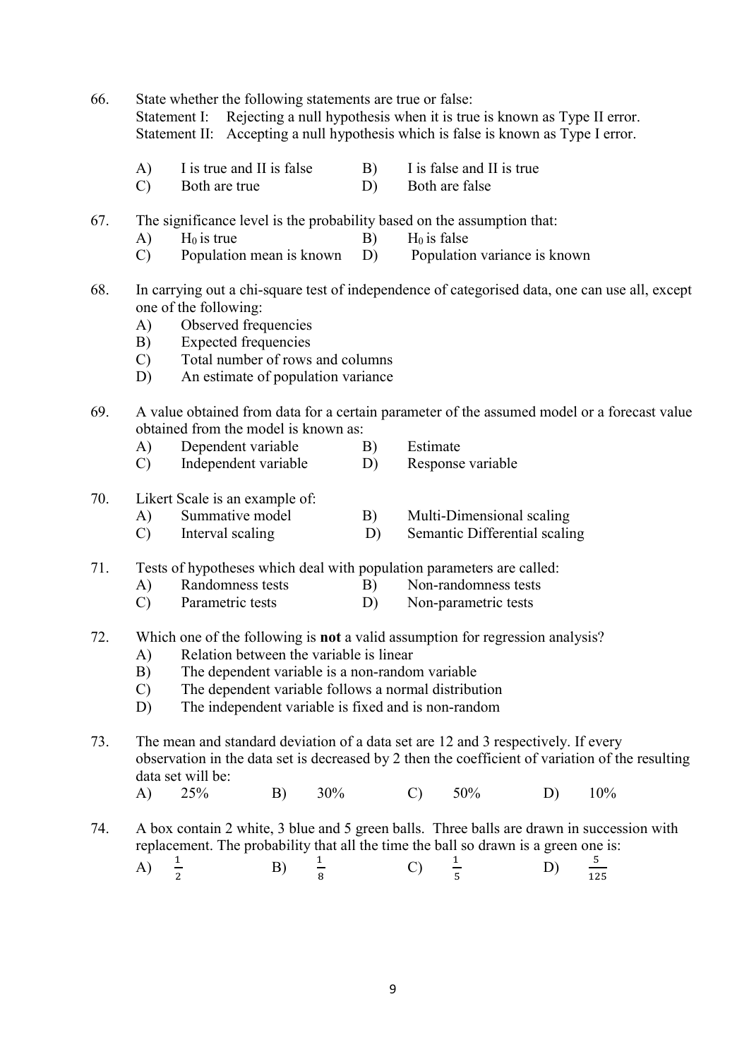66. State whether the following statements are true or false:
    Statement I: Rejecting a null hypothesis when it is true is known as Type II error.
    Statement II: Accepting a null hypothesis which is false is known as Type I error.

    A) I is true and II is false  B) I is false and II is true
    C) Both are true  D) Both are false

67. The significance level is the probability based on the assumption that:
    A) $H_0$ is true  B) $H_0$ is false
    C) Population mean is known  D) Population variance is known

68. In carrying out a chi-square test of independence of categorised data, one can use all, except one of the following:
    A) Observed frequencies
    B) Expected frequencies
    C) Total number of rows and columns
    D) An estimate of population variance

69. A value obtained from data for a certain parameter of the assumed model or a forecast value obtained from the model is known as:
    A) Dependent variable  B) Estimate
    C) Independent variable  D) Response variable

70. Likert Scale is an example of:
    A) Summative model  B) Multi-Dimensional scaling
    C) Interval scaling  D) Semantic Differential scaling

71. Tests of hypotheses which deal with population parameters are called:
    A) Randomness tests  B) Non-randomness tests
    C) Parametric tests  D) Non-parametric tests

72. Which one of the following is **not** a valid assumption for regression analysis?
    A) Relation between the variable is linear
    B) The dependent variable is a non-random variable
    C) The dependent variable follows a normal distribution
    D) The independent variable is fixed and is non-random

73. The mean and standard deviation of a data set are 12 and 3 respectively. If every observation in the data set is decreased by 2 then the coefficient of variation of the resulting data set will be:
    A) 25%  B) 30%  C) 50%  D) 10%

74. A box contain 2 white, 3 blue and 5 green balls. Three balls are drawn in succession with replacement. The probability that all the time the ball so drawn is a green one is:
    A) $\frac{1}{2}$  B) $\frac{1}{8}$  C) $\frac{1}{5}$  D) $\frac{5}{125}$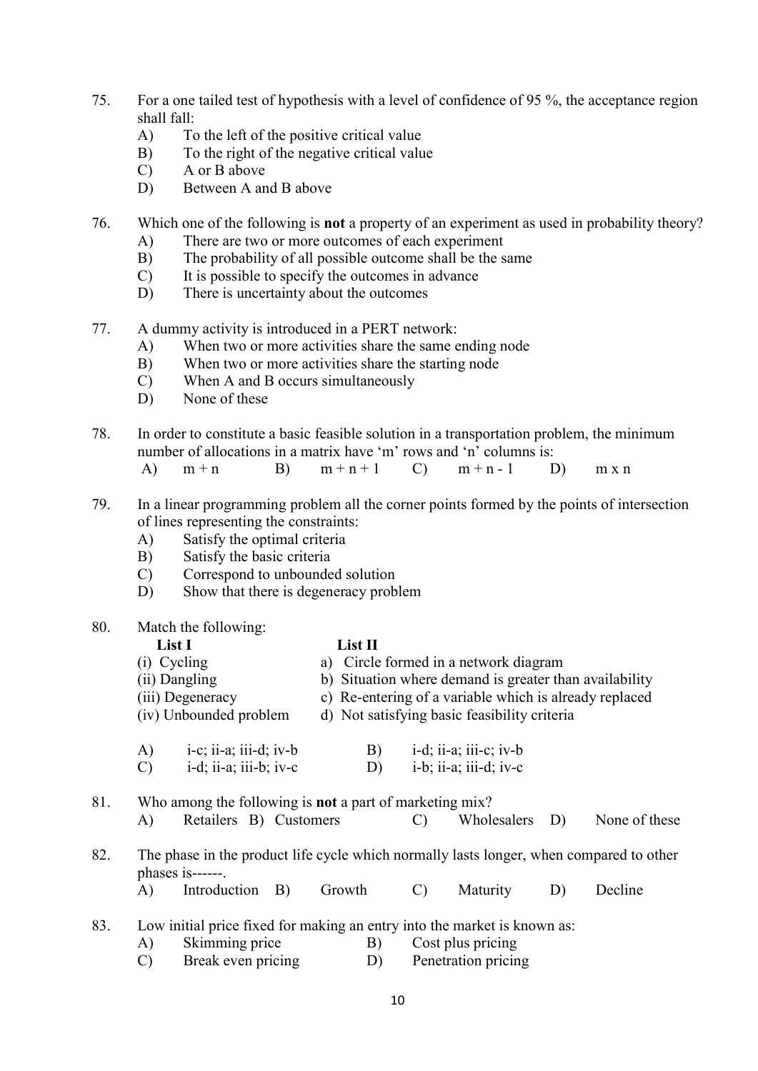75. For a one tailed test of hypothesis with a level of confidence of 95 %, the acceptance region shall fall:
    - A) To the left of the positive critical value
    - B) To the right of the negative critical value
    - C) A or B above
    - D) Between A and B above

76. Which one of the following is **not** a property of an experiment as used in probability theory?
    - A) There are two or more outcomes of each experiment
    - B) The probability of all possible outcome shall be the same
    - C) It is possible to specify the outcomes in advance
    - D) There is uncertainty about the outcomes

77. A dummy activity is introduced in a PERT network:
    - A) When two or more activities share the same ending node
    - B) When two or more activities share the starting node
    - C) When A and B occurs simultaneously
    - D) None of these

78. In order to constitute a basic feasible solution in a transportation problem, the minimum number of allocations in a matrix have 'm' rows and 'n' columns is:

    A) $m + n$ B) $m + n + 1$ C) $m + n - 1$ D) $m \times n$

79. In a linear programming problem all the corner points formed by the points of intersection of lines representing the constraints:
    - A) Satisfy the optimal criteria
    - B) Satisfy the basic criteria
    - C) Correspond to unbounded solution
    - D) Show that there is degeneracy problem

80. Match the following:

| List I | List II |
|---|---|
| (i) Cycling | a) Circle formed in a network diagram |
| (ii) Dangling | b) Situation where demand is greater than availability |
| (iii) Degeneracy | c) Re-entering of a variable which is already replaced |
| (iv) Unbounded problem | d) Not satisfying basic feasibility criteria |

    - A) i-c; ii-a; iii-d; iv-b
    - B) i-d; ii-a; iii-c; iv-b
    - C) i-d; ii-a; iii-b; iv-c
    - D) i-b; ii-a; iii-d; iv-c

81. Who among the following is **not** a part of marketing mix?

    A) Retailers B) Customers C) Wholesalers D) None of these

82. The phase in the product life cycle which normally lasts longer, when compared to other phases is------.

    A) Introduction B) Growth C) Maturity D) Decline

83. Low initial price fixed for making an entry into the market is known as:
    - A) Skimming price
    - B) Cost plus pricing
    - C) Break even pricing
    - D) Penetration pricing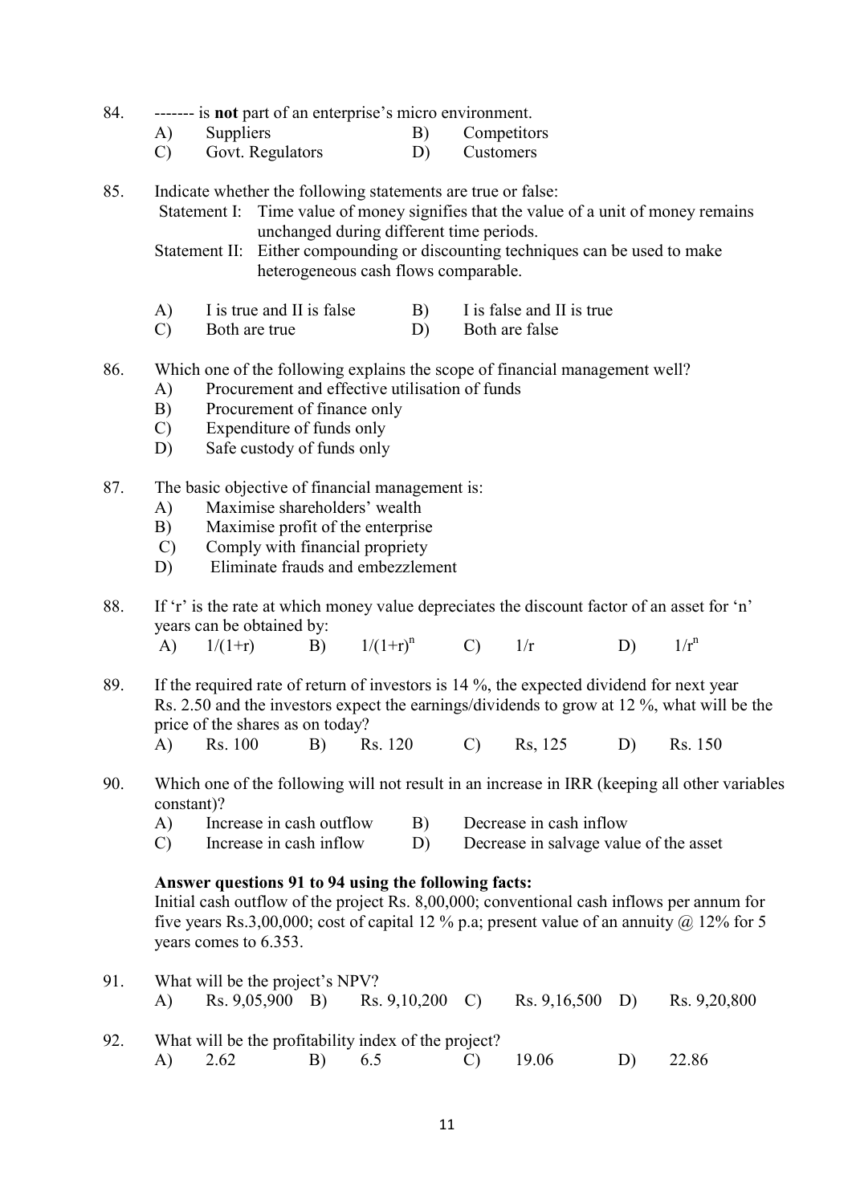84. ------- is **not** part of an enterprise's micro environment.

A) Suppliers B) Competitors
C) Govt. Regulators D) Customers

85. Indicate whether the following statements are true or false:

Statement I: Time value of money signifies that the value of a unit of money remains unchanged during different time periods.

Statement II: Either compounding or discounting techniques can be used to make heterogeneous cash flows comparable.

A) I is true and II is false B) I is false and II is true
C) Both are true D) Both are false

86. Which one of the following explains the scope of financial management well?

A) Procurement and effective utilisation of funds
B) Procurement of finance only
C) Expenditure of funds only
D) Safe custody of funds only

87. The basic objective of financial management is:

A) Maximise shareholders' wealth
B) Maximise profit of the enterprise
C) Comply with financial propriety
D) Eliminate frauds and embezzlement

88. If 'r' is the rate at which money value depreciates the discount factor of an asset for 'n' years can be obtained by:

A) $1/(1+r)$ B) $1/(1+r)^n$ C) $1/r$ D) $1/r^n$

89. If the required rate of return of investors is 14 %, the expected dividend for next year Rs. 2.50 and the investors expect the earnings/dividends to grow at 12 %, what will be the price of the shares as on today?

A) Rs. 100 B) Rs. 120 C) Rs, 125 D) Rs. 150

90. Which one of the following will not result in an increase in IRR (keeping all other variables constant)?

A) Increase in cash outflow B) Decrease in cash inflow
C) Increase in cash inflow D) Decrease in salvage value of the asset

**Answer questions 91 to 94 using the following facts:**
Initial cash outflow of the project Rs. 8,00,000; conventional cash inflows per annum for five years Rs.3,00,000; cost of capital 12 % p.a; present value of an annuity @ 12% for 5 years comes to 6.353.

91. What will be the project's NPV?

A) Rs. 9,05,900 B) Rs. 9,10,200 C) Rs. 9,16,500 D) Rs. 9,20,800

92. What will be the profitability index of the project?

A) 2.62 B) 6.5 C) 19.06 D) 22.86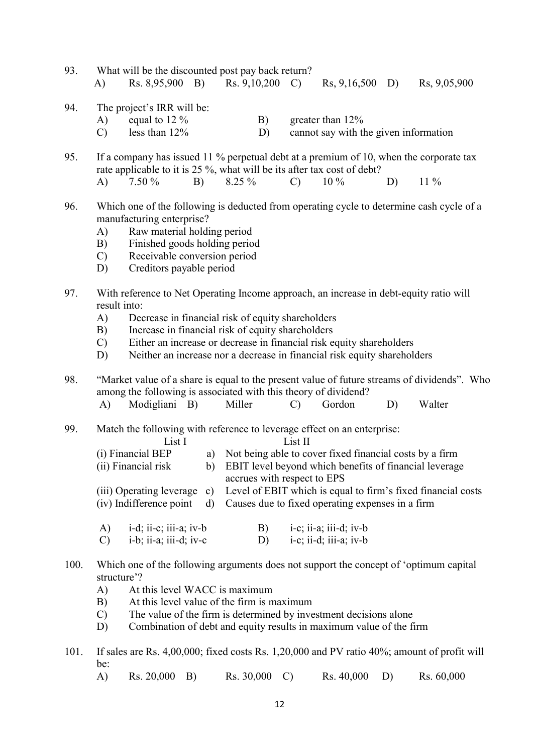93. What will be the discounted post pay back return?

A) Rs. 8,95,900 B) Rs. 9,10,200 C) Rs, 9,16,500 D) Rs, 9,05,900

94. The project's IRR will be:

A) equal to 12 %
B) greater than 12%
C) less than 12%
D) cannot say with the given information

95. If a company has issued 11 % perpetual debt at a premium of 10, when the corporate tax rate applicable to it is 25 %, what will be its after tax cost of debt?

A) 7.50 % B) 8.25 % C) 10 % D) 11 %

96. Which one of the following is deducted from operating cycle to determine cash cycle of a manufacturing enterprise?

A) Raw material holding period
B) Finished goods holding period
C) Receivable conversion period
D) Creditors payable period

97. With reference to Net Operating Income approach, an increase in debt-equity ratio will result into:

A) Decrease in financial risk of equity shareholders
B) Increase in financial risk of equity shareholders
C) Either an increase or decrease in financial risk equity shareholders
D) Neither an increase nor a decrease in financial risk equity shareholders

98. "Market value of a share is equal to the present value of future streams of dividends". Who among the following is associated with this theory of dividend?

A) Modigliani B) Miller C) Gordon D) Walter

99. Match the following with reference to leverage effect on an enterprise:

| List I | List II |
|---|---|
| (i) Financial BEP | a) Not being able to cover fixed financial costs by a firm |
| (ii) Financial risk | b) EBIT level beyond which benefits of financial leverage accrues with respect to EPS |
| (iii) Operating leverage | c) Level of EBIT which is equal to firm's fixed financial costs |
| (iv) Indifference point | d) Causes due to fixed operating expenses in a firm |

A) i-d; ii-c; iii-a; iv-b
B) i-c; ii-a; iii-d; iv-b
C) i-b; ii-a; iii-d; iv-c
D) i-c; ii-d; iii-a; iv-b

100. Which one of the following arguments does not support the concept of 'optimum capital structure'?

A) At this level WACC is maximum
B) At this level value of the firm is maximum
C) The value of the firm is determined by investment decisions alone
D) Combination of debt and equity results in maximum value of the firm

101. If sales are Rs. 4,00,000; fixed costs Rs. 1,20,000 and PV ratio 40%; amount of profit will be:

A) Rs. 20,000 B) Rs. 30,000 C) Rs. 40,000 D) Rs. 60,000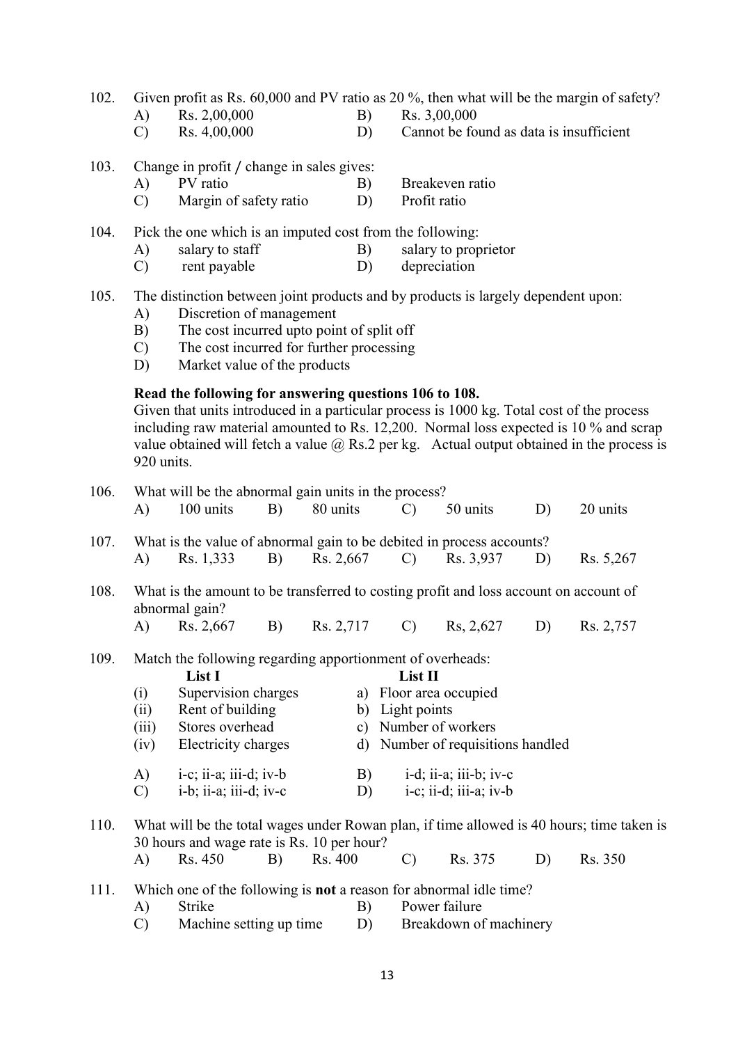102. Given profit as Rs. 60,000 and PV ratio as 20 %, then what will be the margin of safety?

A) Rs. 2,00,000
B) Rs. 3,00,000
C) Rs. 4,00,000
D) Cannot be found as data is insufficient

103. Change in profit / change in sales gives:

A) PV ratio
B) Breakeven ratio
C) Margin of safety ratio
D) Profit ratio

104. Pick the one which is an imputed cost from the following:

A) salary to staff
B) salary to proprietor
C) rent payable
D) depreciation

105. The distinction between joint products and by products is largely dependent upon:

A) Discretion of management
B) The cost incurred upto point of split off
C) The cost incurred for further processing
D) Market value of the products

**Read the following for answering questions 106 to 108.**

Given that units introduced in a particular process is 1000 kg. Total cost of the process including raw material amounted to Rs. 12,200. Normal loss expected is 10 % and scrap value obtained will fetch a value @ Rs.2 per kg. Actual output obtained in the process is 920 units.

106. What will be the abnormal gain units in the process?

A) 100 units
B) 80 units
C) 50 units
D) 20 units

107. What is the value of abnormal gain to be debited in process accounts?

A) Rs. 1,333
B) Rs. 2,667
C) Rs. 3,937
D) Rs. 5,267

108. What is the amount to be transferred to costing profit and loss account on account of abnormal gain?

A) Rs. 2,667
B) Rs. 2,717
C) Rs, 2,627
D) Rs. 2,757

109. Match the following regarding apportionment of overheads:

| | List I | | List II |
|---|---|---|---|
| (i) | Supervision charges | a) | Floor area occupied |
| (ii) | Rent of building | b) | Light points |
| (iii) | Stores overhead | c) | Number of workers |
| (iv) | Electricity charges | d) | Number of requisitions handled |

A) i-c; ii-a; iii-d; iv-b
B) i-d; ii-a; iii-b; iv-c
C) i-b; ii-a; iii-d; iv-c
D) i-c; ii-d; iii-a; iv-b

110. What will be the total wages under Rowan plan, if time allowed is 40 hours; time taken is 30 hours and wage rate is Rs. 10 per hour?

A) Rs. 450
B) Rs. 400
C) Rs. 375
D) Rs. 350

111. Which one of the following is **not** a reason for abnormal idle time?

A) Strike
B) Power failure
C) Machine setting up time
D) Breakdown of machinery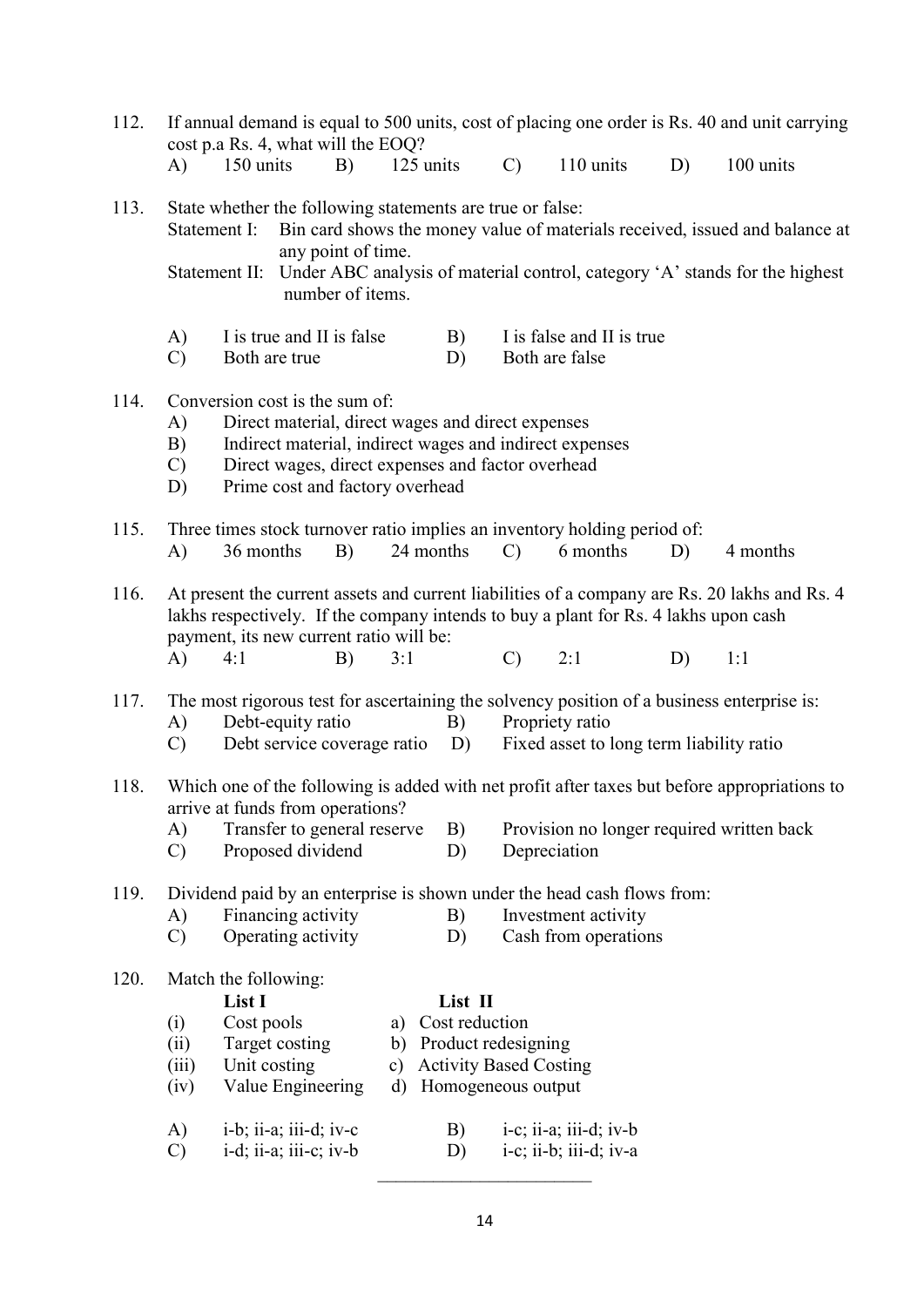112. If annual demand is equal to 500 units, cost of placing one order is Rs. 40 and unit carrying cost p.a Rs. 4, what will the EOQ?

A) 150 units B) 125 units C) 110 units D) 100 units

113. State whether the following statements are true or false:

Statement I: Bin card shows the money value of materials received, issued and balance at any point of time.

Statement II: Under ABC analysis of material control, category 'A' stands for the highest number of items.

A) I is true and II is false B) I is false and II is true
C) Both are true D) Both are false

114. Conversion cost is the sum of:

A) Direct material, direct wages and direct expenses
B) Indirect material, indirect wages and indirect expenses
C) Direct wages, direct expenses and factor overhead
D) Prime cost and factory overhead

115. Three times stock turnover ratio implies an inventory holding period of:

A) 36 months B) 24 months C) 6 months D) 4 months

116. At present the current assets and current liabilities of a company are Rs. 20 lakhs and Rs. 4 lakhs respectively. If the company intends to buy a plant for Rs. 4 lakhs upon cash payment, its new current ratio will be:

A) 4:1 B) 3:1 C) 2:1 D) 1:1

117. The most rigorous test for ascertaining the solvency position of a business enterprise is:

A) Debt-equity ratio B) Propriety ratio
C) Debt service coverage ratio D) Fixed asset to long term liability ratio

118. Which one of the following is added with net profit after taxes but before appropriations to arrive at funds from operations?

A) Transfer to general reserve B) Provision no longer required written back
C) Proposed dividend D) Depreciation

119. Dividend paid by an enterprise is shown under the head cash flows from:

A) Financing activity B) Investment activity
C) Operating activity D) Cash from operations

120. Match the following:

| | List I | | List II |
|---|---|---|---|
| (i) | Cost pools | a) | Cost reduction |
| (ii) | Target costing | b) | Product redesigning |
| (iii) | Unit costing | c) | Activity Based Costing |
| (iv) | Value Engineering | d) | Homogeneous output |

A) i-b; ii-a; iii-d; iv-c B) i-c; ii-a; iii-d; iv-b
C) i-d; ii-a; iii-c; iv-b D) i-c; ii-b; iii-d; iv-a